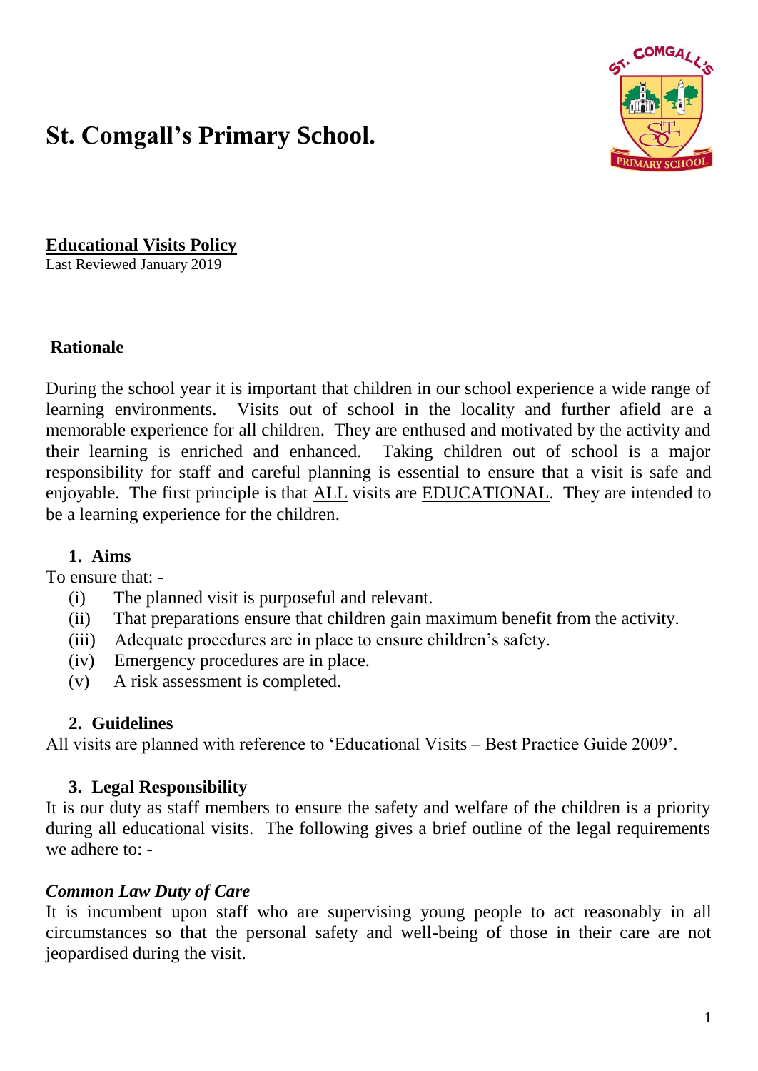# St. Comgall's Primary School.

**Educational Visits Policy**

Last Reviewed January 2019

## Rationale

During the school year it is important that children in our school experience a wide range of learning environments. Visits out of school in the locality and further afield are a memorable experience for all children. They are enthused and motivated by the activity and their learning is enriched and enhanced. Taking children out of school is a major responsibility for staff and careful planning is essential to ensure that a visit is safe and enjoyable. The first principle is that ALL visits are EDUCATIONAL. They are intended to be a learning experience for the children.

### 1. Aims

To ensure that: -

- (i) The planned visit is purposeful and relevant.
- (ii) That preparations ensure that children gain maximum benefit from the activity.
- (iii) Adequate procedures are in place to ensure children's safety.
- (iv) Emergency procedures are in place.
- (v) A risk assessment is completed.

### 2. Guidelines

All visits are planned with reference to 'Educational Visits – Best Practice Guide 2009'.

### 3. Legal Responsibility

It is our duty as staff members to ensure the safety and welfare of the children is a priority during all educational visits. The following gives a brief outline of the legal requirements we adhere to: -

***Common Law Duty of Care***

It is incumbent upon staff who are supervising young people to act reasonably in all circumstances so that the personal safety and well-being of those in their care are not jeopardised during the visit.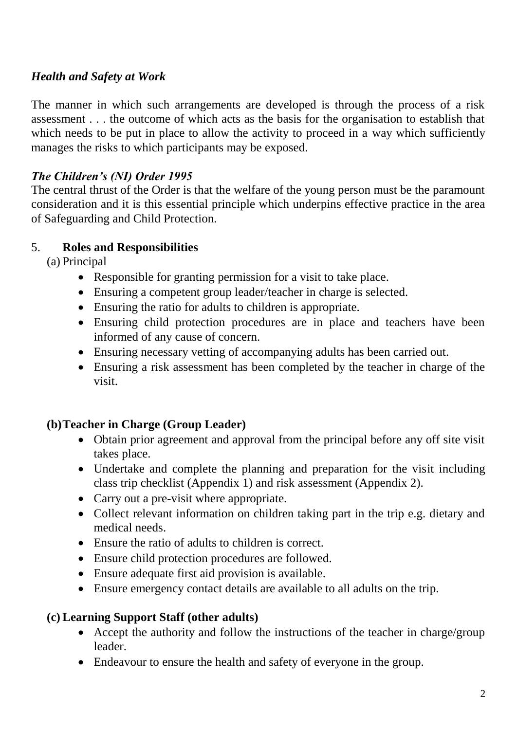***Health and Safety at Work***

The manner in which such arrangements are developed is through the process of a risk assessment . . . the outcome of which acts as the basis for the organisation to establish that which needs to be put in place to allow the activity to proceed in a way which sufficiently manages the risks to which participants may be exposed.

***The Children's (NI) Order 1995***

The central thrust of the Order is that the welfare of the young person must be the paramount consideration and it is this essential principle which underpins effective practice in the area of Safeguarding and Child Protection.

## 5. Roles and Responsibilities

(a) Principal

- Responsible for granting permission for a visit to take place.
- Ensuring a competent group leader/teacher in charge is selected.
- Ensuring the ratio for adults to children is appropriate.
- Ensuring child protection procedures are in place and teachers have been informed of any cause of concern.
- Ensuring necessary vetting of accompanying adults has been carried out.
- Ensuring a risk assessment has been completed by the teacher in charge of the visit.

**(b) Teacher in Charge (Group Leader)**

- Obtain prior agreement and approval from the principal before any off site visit takes place.
- Undertake and complete the planning and preparation for the visit including class trip checklist (Appendix 1) and risk assessment (Appendix 2).
- Carry out a pre-visit where appropriate.
- Collect relevant information on children taking part in the trip e.g. dietary and medical needs.
- Ensure the ratio of adults to children is correct.
- Ensure child protection procedures are followed.
- Ensure adequate first aid provision is available.
- Ensure emergency contact details are available to all adults on the trip.

**(c) Learning Support Staff (other adults)**

- Accept the authority and follow the instructions of the teacher in charge/group leader.
- Endeavour to ensure the health and safety of everyone in the group.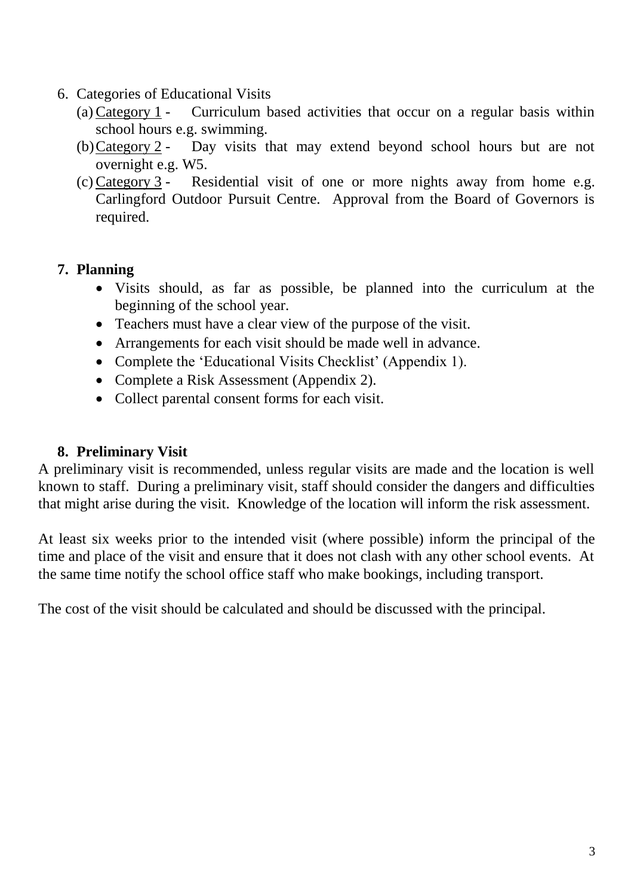6. Categories of Educational Visits
   (a) Category 1 - Curriculum based activities that occur on a regular basis within school hours e.g. swimming.
   (b) Category 2 - Day visits that may extend beyond school hours but are not overnight e.g. W5.
   (c) Category 3 - Residential visit of one or more nights away from home e.g. Carlingford Outdoor Pursuit Centre. Approval from the Board of Governors is required.

## 7. Planning

- Visits should, as far as possible, be planned into the curriculum at the beginning of the school year.
- Teachers must have a clear view of the purpose of the visit.
- Arrangements for each visit should be made well in advance.
- Complete the 'Educational Visits Checklist' (Appendix 1).
- Complete a Risk Assessment (Appendix 2).
- Collect parental consent forms for each visit.

## 8. Preliminary Visit

A preliminary visit is recommended, unless regular visits are made and the location is well known to staff. During a preliminary visit, staff should consider the dangers and difficulties that might arise during the visit. Knowledge of the location will inform the risk assessment.

At least six weeks prior to the intended visit (where possible) inform the principal of the time and place of the visit and ensure that it does not clash with any other school events. At the same time notify the school office staff who make bookings, including transport.

The cost of the visit should be calculated and should be discussed with the principal.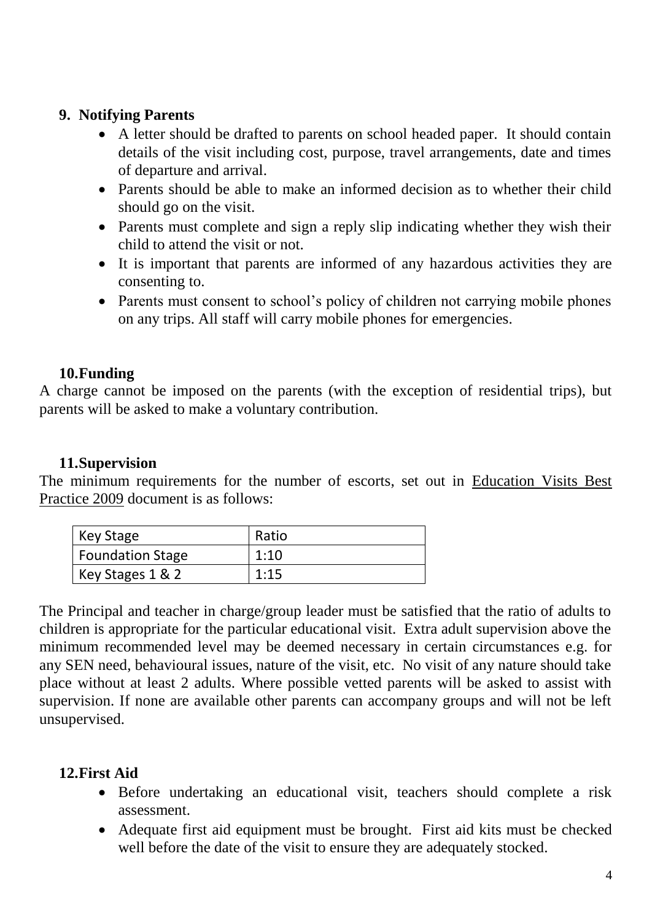## 9. Notifying Parents

- A letter should be drafted to parents on school headed paper. It should contain details of the visit including cost, purpose, travel arrangements, date and times of departure and arrival.
- Parents should be able to make an informed decision as to whether their child should go on the visit.
- Parents must complete and sign a reply slip indicating whether they wish their child to attend the visit or not.
- It is important that parents are informed of any hazardous activities they are consenting to.
- Parents must consent to school's policy of children not carrying mobile phones on any trips. All staff will carry mobile phones for emergencies.

## 10. Funding

A charge cannot be imposed on the parents (with the exception of residential trips), but parents will be asked to make a voluntary contribution.

## 11. Supervision

The minimum requirements for the number of escorts, set out in Education Visits Best Practice 2009 document is as follows:

| Key Stage | Ratio |
| --- | --- |
| Foundation Stage | 1:10 |
| Key Stages 1 & 2 | 1:15 |

The Principal and teacher in charge/group leader must be satisfied that the ratio of adults to children is appropriate for the particular educational visit. Extra adult supervision above the minimum recommended level may be deemed necessary in certain circumstances e.g. for any SEN need, behavioural issues, nature of the visit, etc. No visit of any nature should take place without at least 2 adults. Where possible vetted parents will be asked to assist with supervision. If none are available other parents can accompany groups and will not be left unsupervised.

## 12. First Aid

- Before undertaking an educational visit, teachers should complete a risk assessment.
- Adequate first aid equipment must be brought. First aid kits must be checked well before the date of the visit to ensure they are adequately stocked.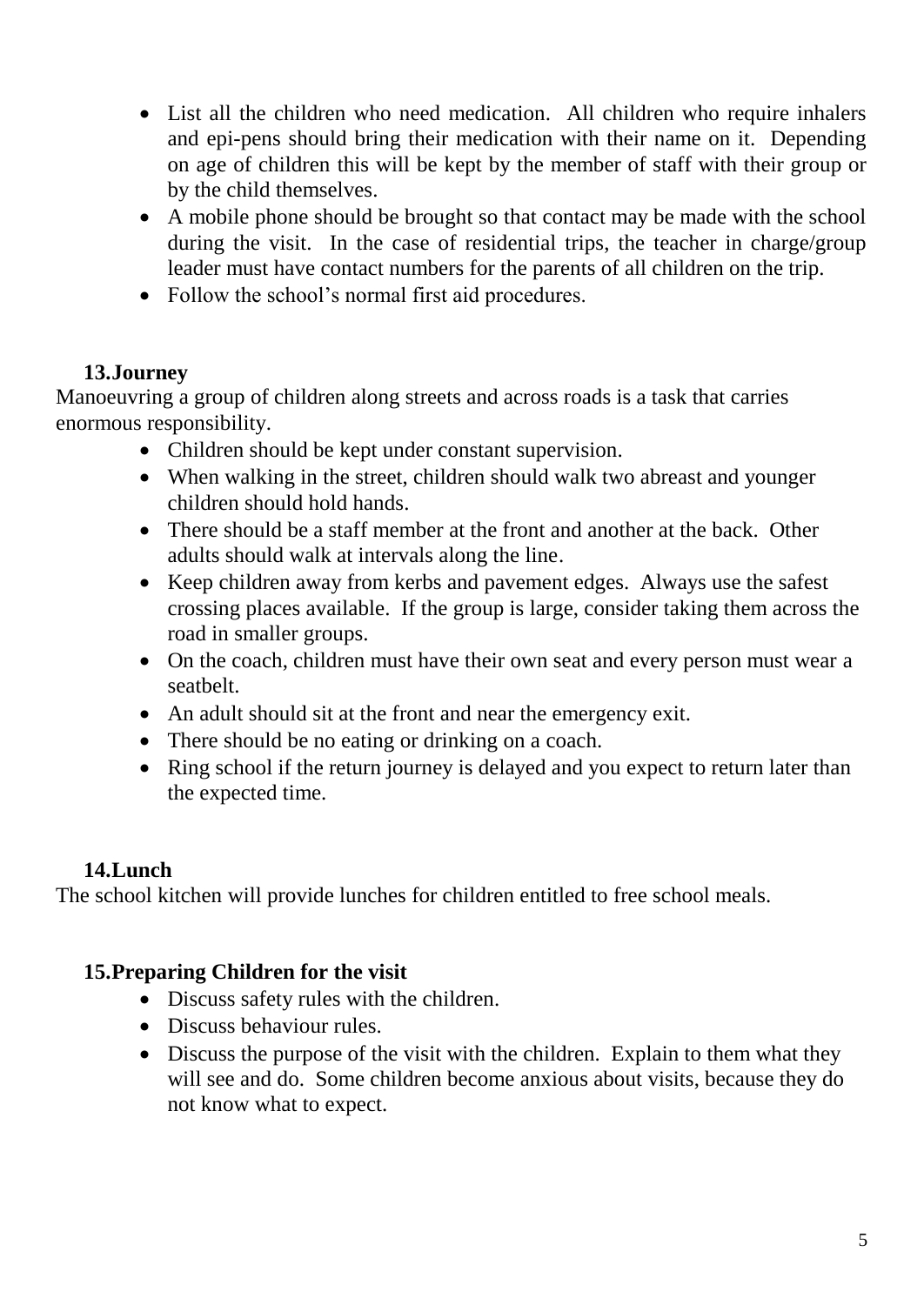- List all the children who need medication. All children who require inhalers and epi-pens should bring their medication with their name on it. Depending on age of children this will be kept by the member of staff with their group or by the child themselves.
- A mobile phone should be brought so that contact may be made with the school during the visit. In the case of residential trips, the teacher in charge/group leader must have contact numbers for the parents of all children on the trip.
- Follow the school's normal first aid procedures.

## 13. Journey

Manoeuvring a group of children along streets and across roads is a task that carries enormous responsibility.

- Children should be kept under constant supervision.
- When walking in the street, children should walk two abreast and younger children should hold hands.
- There should be a staff member at the front and another at the back. Other adults should walk at intervals along the line.
- Keep children away from kerbs and pavement edges. Always use the safest crossing places available. If the group is large, consider taking them across the road in smaller groups.
- On the coach, children must have their own seat and every person must wear a seatbelt.
- An adult should sit at the front and near the emergency exit.
- There should be no eating or drinking on a coach.
- Ring school if the return journey is delayed and you expect to return later than the expected time.

## 14. Lunch

The school kitchen will provide lunches for children entitled to free school meals.

## 15. Preparing Children for the visit

- Discuss safety rules with the children.
- Discuss behaviour rules.
- Discuss the purpose of the visit with the children. Explain to them what they will see and do. Some children become anxious about visits, because they do not know what to expect.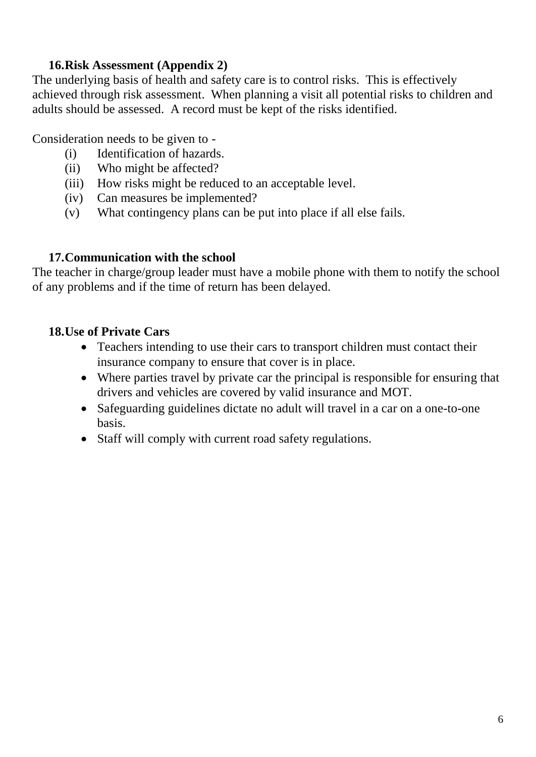## 16. Risk Assessment (Appendix 2)

The underlying basis of health and safety care is to control risks. This is effectively achieved through risk assessment. When planning a visit all potential risks to children and adults should be assessed. A record must be kept of the risks identified.

Consideration needs to be given to -

- (i) Identification of hazards.
- (ii) Who might be affected?
- (iii) How risks might be reduced to an acceptable level.
- (iv) Can measures be implemented?
- (v) What contingency plans can be put into place if all else fails.

## 17. Communication with the school

The teacher in charge/group leader must have a mobile phone with them to notify the school of any problems and if the time of return has been delayed.

## 18. Use of Private Cars

- Teachers intending to use their cars to transport children must contact their insurance company to ensure that cover is in place.
- Where parties travel by private car the principal is responsible for ensuring that drivers and vehicles are covered by valid insurance and MOT.
- Safeguarding guidelines dictate no adult will travel in a car on a one-to-one basis.
- Staff will comply with current road safety regulations.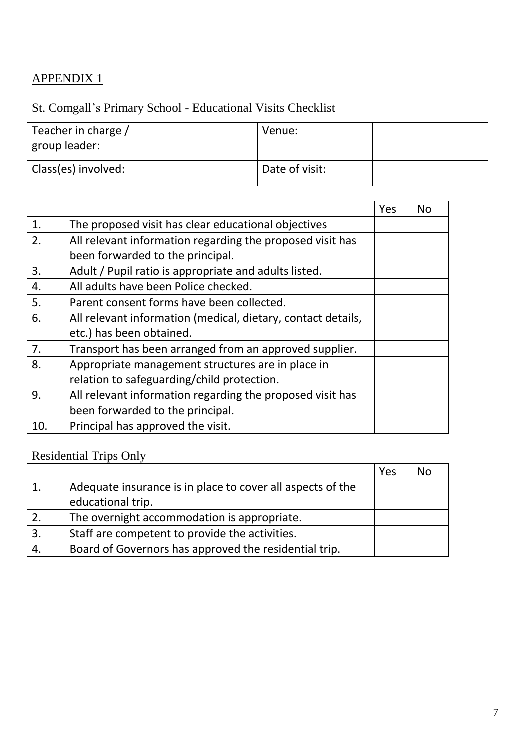APPENDIX 1

St. Comgall's Primary School - Educational Visits Checklist

| Teacher in charge / group leader: | | Venue: | |
|---|---|---|---|
| Class(es) involved: | | Date of visit: | |

| | | Yes | No |
|---|---|---|---|
| 1. | The proposed visit has clear educational objectives | | |
| 2. | All relevant information regarding the proposed visit has been forwarded to the principal. | | |
| 3. | Adult / Pupil ratio is appropriate and adults listed. | | |
| 4. | All adults have been Police checked. | | |
| 5. | Parent consent forms have been collected. | | |
| 6. | All relevant information (medical, dietary, contact details, etc.) has been obtained. | | |
| 7. | Transport has been arranged from an approved supplier. | | |
| 8. | Appropriate management structures are in place in relation to safeguarding/child protection. | | |
| 9. | All relevant information regarding the proposed visit has been forwarded to the principal. | | |
| 10. | Principal has approved the visit. | | |

Residential Trips Only

| | | Yes | No |
|---|---|---|---|
| 1. | Adequate insurance is in place to cover all aspects of the educational trip. | | |
| 2. | The overnight accommodation is appropriate. | | |
| 3. | Staff are competent to provide the activities. | | |
| 4. | Board of Governors has approved the residential trip. | | |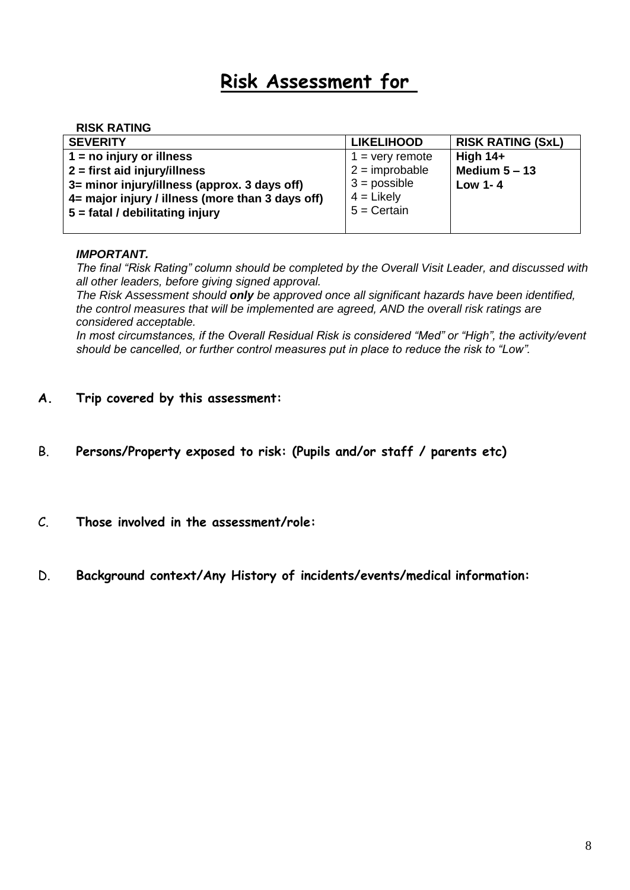# Risk Assessment for

**RISK RATING**

| SEVERITY | LIKELIHOOD | RISK RATING (SxL) |
|---|---|---|
| **1 = no injury or illness**<br>**2 = first aid injury/illness**<br>**3= minor injury/illness (approx. 3 days off)**<br>**4= major injury / illness (more than 3 days off)**<br>**5 = fatal / debilitating injury** | 1 = very remote<br>2 = improbable<br>3 = possible<br>4 = Likely<br>5 = Certain | **High 14+**<br>**Medium 5 – 13**<br>**Low 1- 4** |

***IMPORTANT.***

*The final "Risk Rating" column should be completed by the Overall Visit Leader, and discussed with all other leaders, before giving signed approval.*

*The Risk Assessment should **only** be approved once all significant hazards have been identified, the control measures that will be implemented are agreed, AND the overall risk ratings are considered acceptable.*

*In most circumstances, if the Overall Residual Risk is considered "Med" or "High", the activity/event should be cancelled, or further control measures put in place to reduce the risk to "Low".*

**A. Trip covered by this assessment:**

**B. Persons/Property exposed to risk: (Pupils and/or staff / parents etc)**

**C. Those involved in the assessment/role:**

**D. Background context/Any History of incidents/events/medical information:**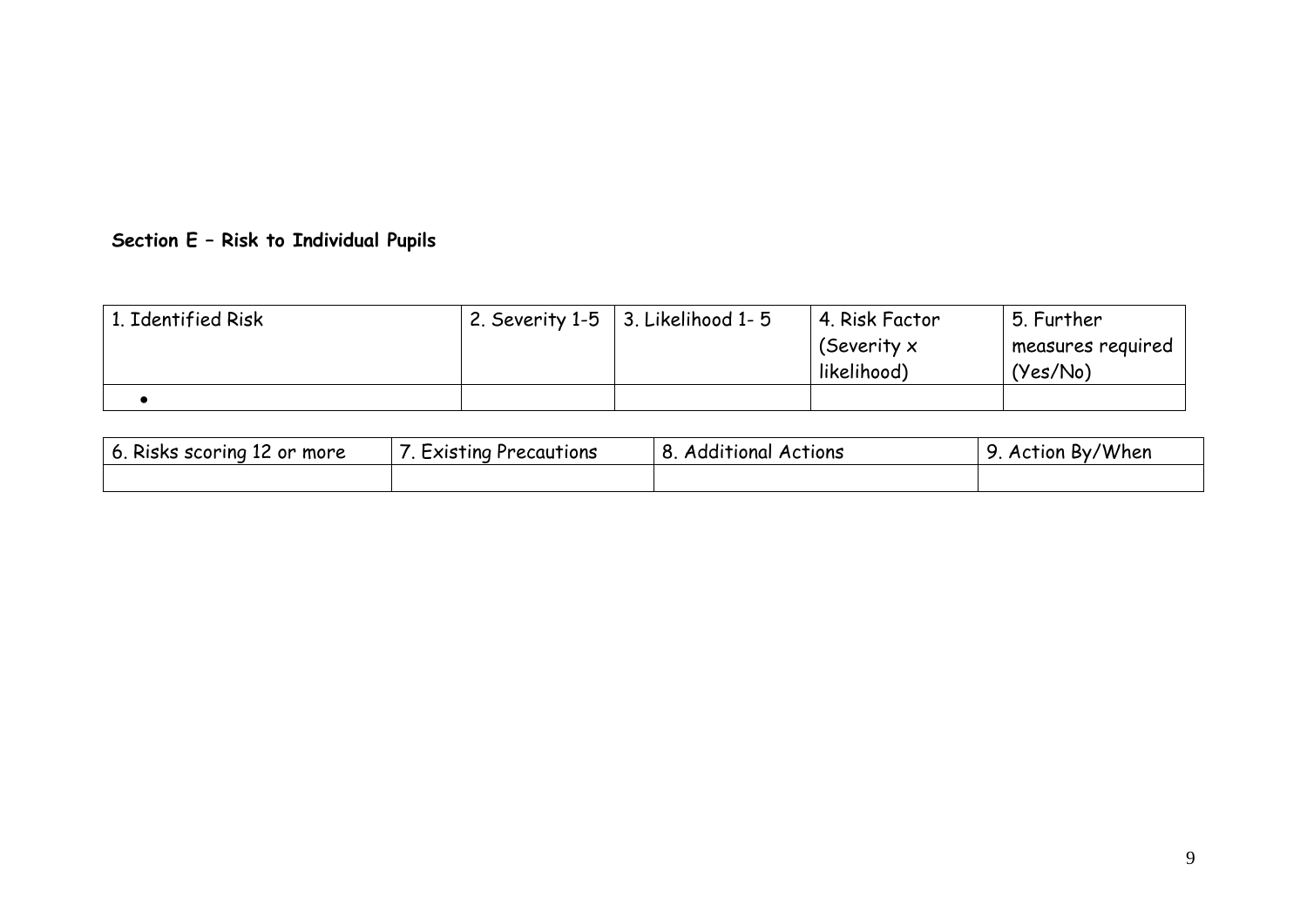**Section E – Risk to Individual Pupils**

| 1. Identified Risk | 2. Severity 1-5 | 3. Likelihood 1- 5 | 4. Risk Factor (Severity x likelihood) | 5. Further measures required (Yes/No) |
|---|---|---|---|---|
| • | | | | |

| 6. Risks scoring 12 or more | 7. Existing Precautions | 8. Additional Actions | 9. Action By/When |
|---|---|---|---|
| | | | |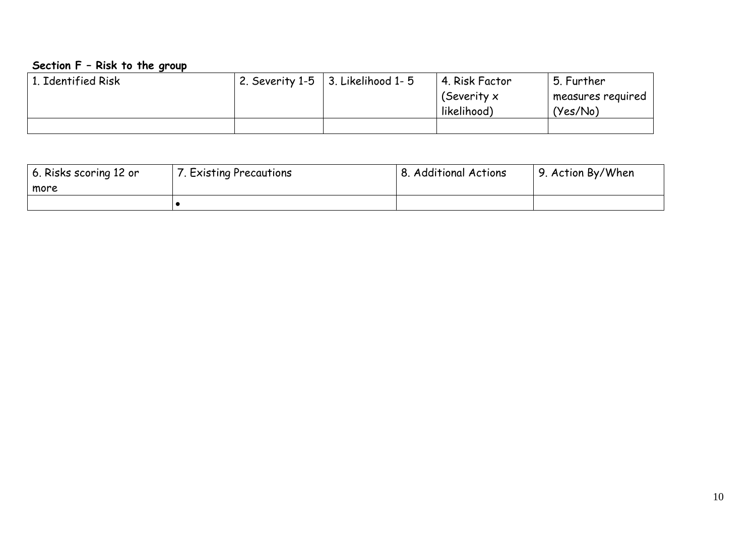**Section F – Risk to the group**

| 1. Identified Risk | 2. Severity 1-5 | 3. Likelihood 1- 5 | 4. Risk Factor (Severity x likelihood) | 5. Further measures required (Yes/No) |
|---|---|---|---|---|
| | | | | |

| 6. Risks scoring 12 or more | 7. Existing Precautions | 8. Additional Actions | 9. Action By/When |
|---|---|---|---|
| | • | | |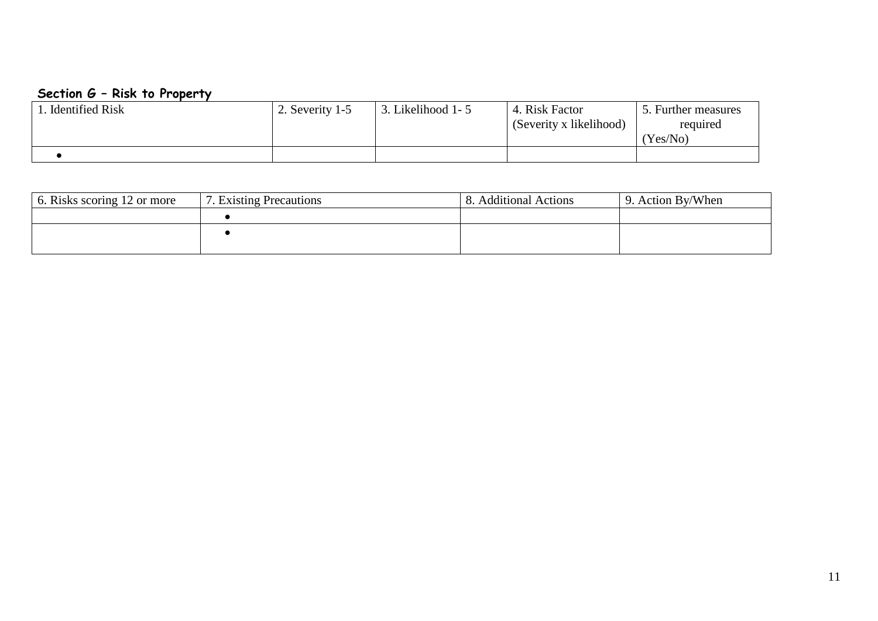**Section G – Risk to Property**

| 1. Identified Risk | 2. Severity 1-5 | 3. Likelihood 1- 5 | 4. Risk Factor (Severity x likelihood) | 5. Further measures required (Yes/No) |
|---|---|---|---|---|
| • | | | | |

| 6. Risks scoring 12 or more | 7. Existing Precautions | 8. Additional Actions | 9. Action By/When |
|---|---|---|---|
| | • | | |
| | • | | |